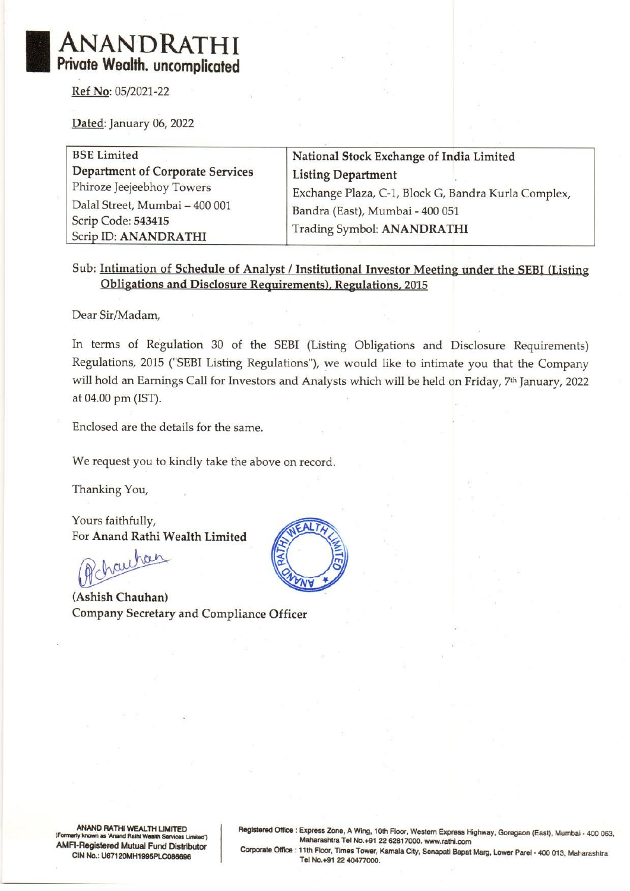# ANANDRATHI
**Private Wealth. uncomplicated**

<u>Ref No</u>: 05/2021-22

<u>Dated</u>: January 06, 2022

| BSE Limited<br>**Department of Corporate Services**<br>Phiroze Jeejeebhoy Towers<br>Dalal Street, Mumbai – 400 001<br>Scrip Code: **543415**<br>Scrip ID: **ANANDRATHI** | National Stock Exchange of India Limited<br>**Listing Department**<br>Exchange Plaza, C-1, Block G, Bandra Kurla Complex,<br>Bandra (East), Mumbai - 400 051<br>Trading Symbol: **ANANDRATHI** |
|---|---|

Sub: <u>Intimation of Schedule of Analyst / Institutional Investor Meeting under the SEBI (Listing Obligations and Disclosure Requirements), Regulations, 2015</u>

Dear Sir/Madam,

In terms of Regulation 30 of the SEBI (Listing Obligations and Disclosure Requirements) Regulations, 2015 ("SEBI Listing Regulations"), we would like to intimate you that the Company will hold an Earnings Call for Investors and Analysts which will be held on Friday, 7th January, 2022 at 04.00 pm (IST).

Enclosed are the details for the same.

We request you to kindly take the above on record.

Thanking You,

Yours faithfully,
For **Anand Rathi Wealth Limited**

**(Ashish Chauhan)**
**Company Secretary and Compliance Officer**

**ANAND RATHI WEALTH LIMITED**
(Formerly known as 'Anand Rathi Wealth Services Limited')
**AMFI-Registered Mutual Fund Distributor**
**CIN No.: U67120MH1995PLC086696**

**Registered Office** : Express Zone, A Wing, 10th Floor, Western Express Highway, Goregaon (East), Mumbai - 400 063, Maharashtra Tel No.+91 22 62817000. www.rathi.com
**Corporate Office** : 11th Floor, Times Tower, Kamala City, Senapati Bapat Marg, Lower Parel - 400 013, Maharashtra. Tel No.+91 22 40477000.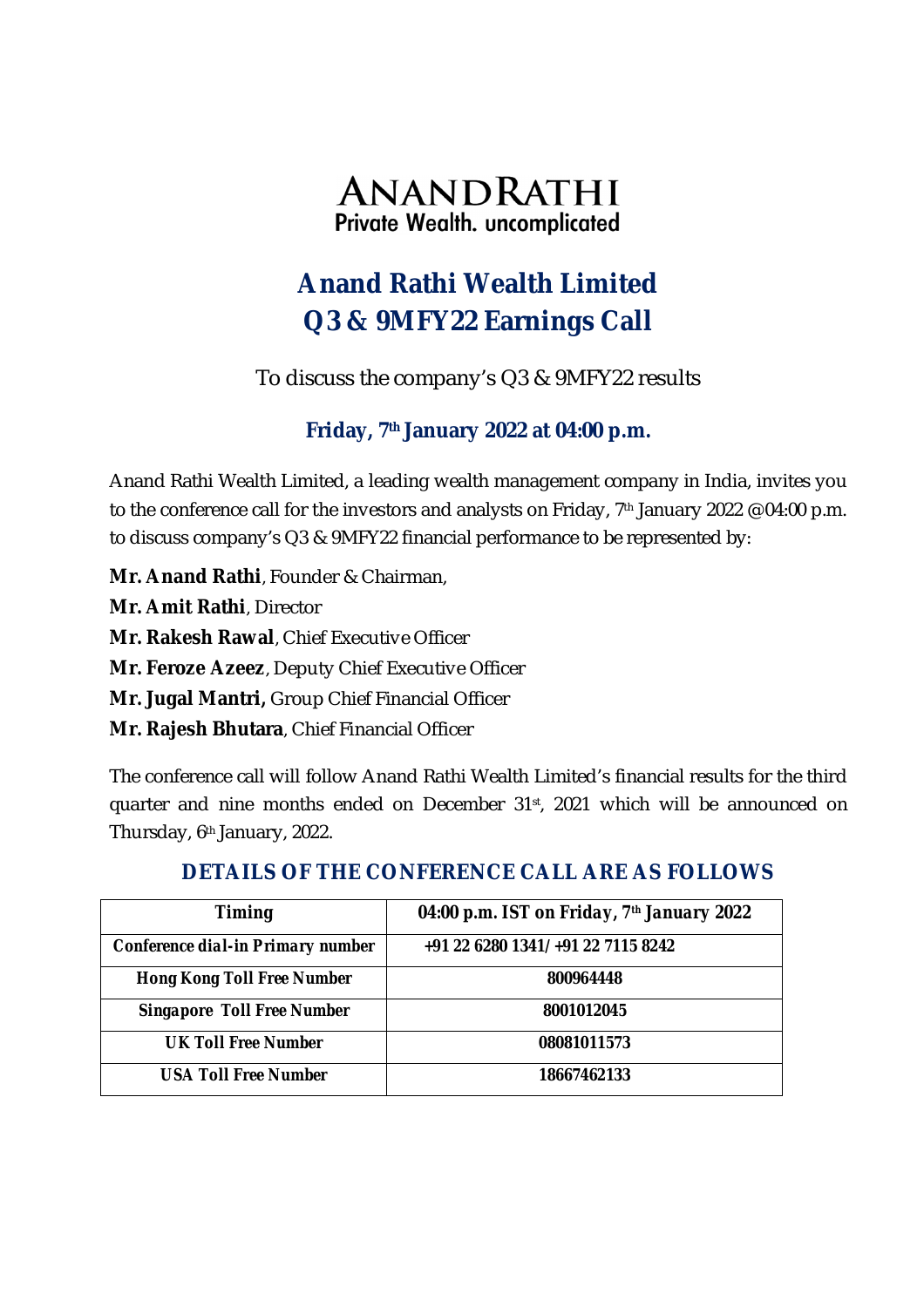# ANANDRATHI

Private Wealth. uncomplicated

# Anand Rathi Wealth Limited
# Q3 & 9MFY22 Earnings Call

To discuss the company's Q3 & 9MFY22 results

**Friday, 7th January 2022 at 04:00 p.m.**

Anand Rathi Wealth Limited, a leading wealth management company in India, invites you to the conference call for the investors and analysts on Friday, 7th January 2022 @04:00 p.m. to discuss company's Q3 & 9MFY22 financial performance to be represented by:

**Mr. Anand Rathi**, Founder & Chairman,

**Mr. Amit Rathi**, Director

**Mr. Rakesh Rawal**, Chief Executive Officer

**Mr. Feroze Azeez**, Deputy Chief Executive Officer

**Mr. Jugal Mantri,** Group Chief Financial Officer

**Mr. Rajesh Bhutara**, Chief Financial Officer

The conference call will follow Anand Rathi Wealth Limited's financial results for the third quarter and nine months ended on December 31st, 2021 which will be announced on Thursday, 6th January, 2022.

## DETAILS OF THE CONFERENCE CALL ARE AS FOLLOWS

| Timing | 04:00 p.m. IST on Friday, 7th January 2022 |
|---|---|
| Conference dial-in Primary number | +91 22 6280 1341/ +91 22 7115 8242 |
| Hong Kong Toll Free Number | 800964448 |
| Singapore Toll Free Number | 8001012045 |
| UK Toll Free Number | 08081011573 |
| USA Toll Free Number | 18667462133 |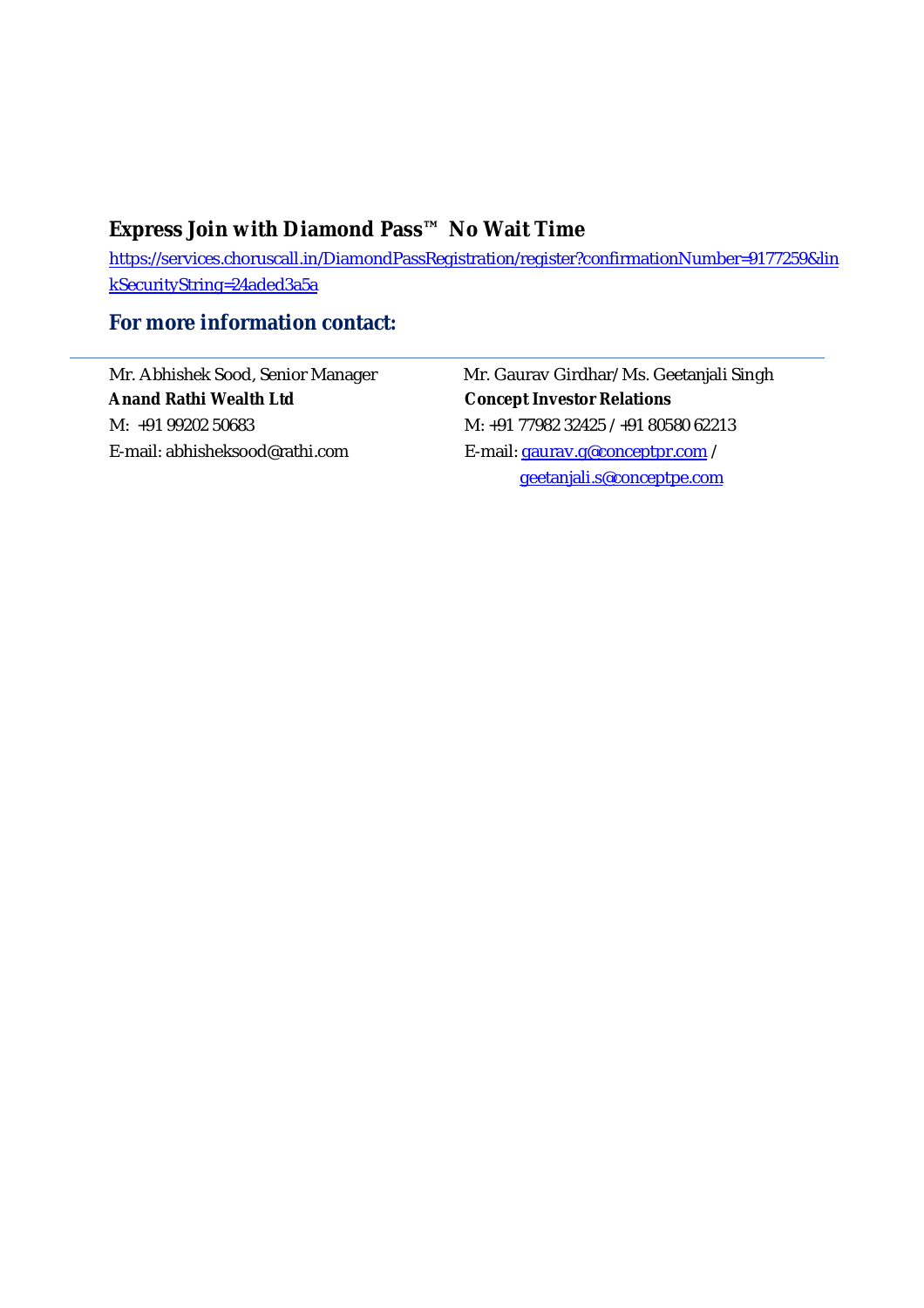**Express Join with Diamond Pass™ No Wait Time**

https://services.choruscall.in/DiamondPassRegistration/register?confirmationNumber=9177259&linkSecurityString=24aded3a5a

## For more information contact:

Mr. Abhishek Sood, Senior Manager
**Anand Rathi Wealth Ltd**
M: +91 99202 50683
E-mail: abhisheksood@rathi.com

Mr. Gaurav Girdhar/ Ms. Geetanjali Singh
**Concept Investor Relations**
M: +91 77982 32425 / +91 80580 62213
E-mail: gaurav.g@conceptpr.com / geetanjali.s@conceptpe.com